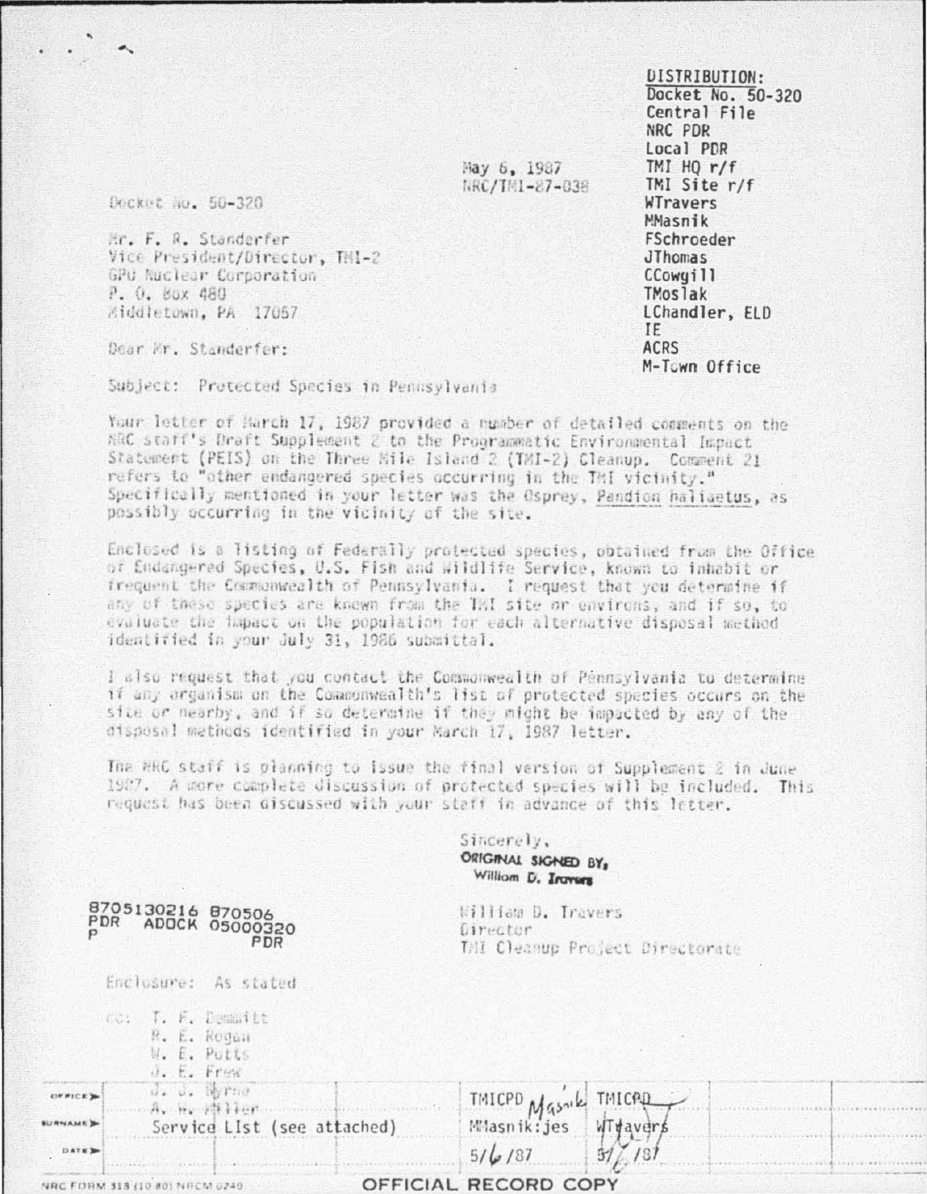DISTRIBUTION:
Docket No. 50-320
Central File
NRC PDR
Local PDR
TMI HQ r/f
TMI Site r/f
WTravers
MMasnik
FSchroeder
JThomas
CCowgill
TMoslak
LChandler, ELD
IE
ACRS
M-Town Office

May 6, 1987
NRC/TMI-87-038

Docket No. 50-320

Mr. F. R. Standerfer
Vice President/Director, TMI-2
GPU Nuclear Corporation
P. O. Box 480
Middletown, PA 17057

Dear Mr. Standerfer:

Subject: Protected Species in Pennsylvania

Your letter of March 17, 1987 provided a number of detailed comments on the NRC staff's Draft Supplement 2 to the Programmatic Environmental Impact Statement (PEIS) on the Three Mile Island 2 (TMI-2) Cleanup. Comment 21 refers to "other endangered species occurring in the TMI vicinity." Specifically mentioned in your letter was the Osprey, *Pandion haliaetus*, as possibly occurring in the vicinity of the site.

Enclosed is a listing of Federally protected species, obtained from the Office of Endangered Species, U.S. Fish and Wildlife Service, known to inhabit or frequent the Commonwealth of Pennsylvania. I request that you determine if any of these species are known from the TMI site or environs, and if so, to evaluate the impact on the population for each alternative disposal method identified in your July 31, 1986 submittal.

I also request that you contact the Commonwealth of Pennsylvania to determine if any organism on the Commonwealth's list of protected species occurs on the site or nearby, and if so determine if they might be impacted by any of the disposal methods identified in your March 17, 1987 letter.

The NRC staff is planning to issue the final version of Supplement 2 in June 1987. A more complete discussion of protected species will be included. This request has been discussed with your staff in advance of this letter.

Sincerely,
ORIGINAL SIGNED BY,
William D. Travers

William D. Travers
Director
TMI Cleanup Project Directorate

8705130216 870506
PDR ADOCK 05000320
P PDR

Enclosure: As stated

cc: T. F. Demmitt
R. E. Rogan
W. E. Potts
J. E. Frew
J. J. Byrne
A. W. Miller
Service List (see attached)

| OFFICE | TMICPD | TMICPD |
|---|---|---|
| SURNAME | MMasnik:jes | WTravers |
| DATE | 5/6/87 | 5/6/87 |

NRC FORM 318 (10/80) NRCM 0240

OFFICIAL RECORD COPY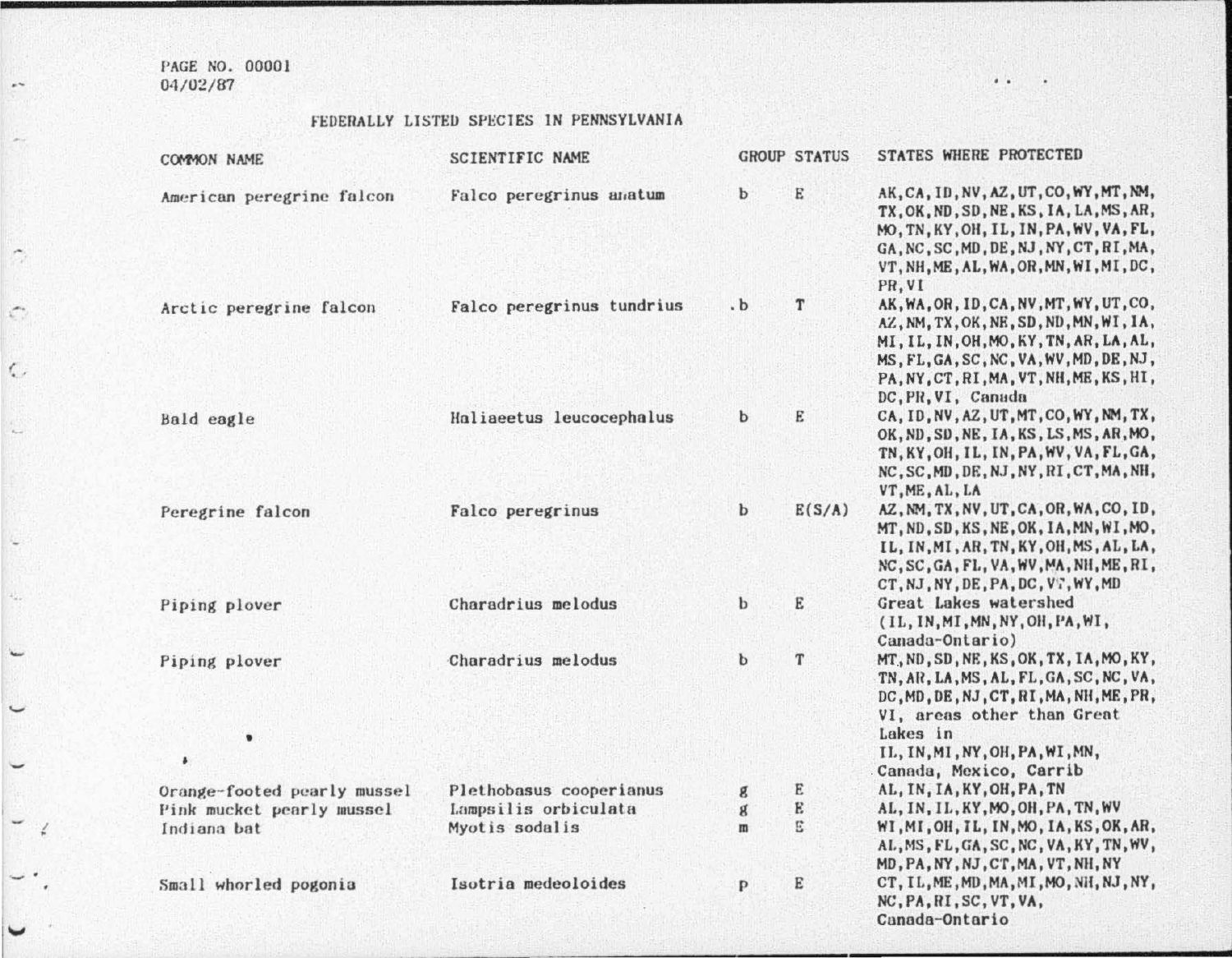PAGE NO. 00001
04/02/87

# FEDERALLY LISTED SPECIES IN PENNSYLVANIA

| COMMON NAME | SCIENTIFIC NAME | GROUP | STATUS | STATES WHERE PROTECTED |
|---|---|---|---|---|
| American peregrine falcon | Falco peregrinus anatum | b | E | AK,CA,ID,NV,AZ,UT,CO,WY,MT,NM, TX,OK,ND,SD,NE,KS,IA,LA,MS,AR, MO,TN,KY,OH,IL,IN,PA,WV,VA,FL, GA,NC,SC,MD,DE,NJ,NY,CT,RI,MA, VT,NH,ME,AL,WA,OR,MN,WI,MI,DC, PR,VI |
| Arctic peregrine falcon | Falco peregrinus tundrius | .b | T | AK,WA,OR,ID,CA,NV,MT,WY,UT,CO, AZ,NM,TX,OK,NE,SD,ND,MN,WI,IA, MI,IL,IN,OH,MO,KY,TN,AR,LA,AL, MS,FL,GA,SC,NC,VA,WV,MD,DE,NJ, PA,NY,CT,RI,MA,VT,NH,ME,KS,HI, DC,PR,VI, Canada |
| Bald eagle | Haliaeetus leucocephalus | b | E | CA,ID,NV,AZ,UT,MT,CO,WY,NM,TX, OK,ND,SD,NE,IA,KS,LS,MS,AR,MO, TN,KY,OH,IL,IN,PA,WV,VA,FL,GA, NC,SC,MD,DE,NJ,NY,RI,CT,MA,NH, VT,ME,AL,LA |
| Peregrine falcon | Falco peregrinus | b | E(S/A) | AZ,NM,TX,NV,UT,CA,OR,WA,CO,ID, MT,ND,SD,KS,NE,OK,IA,MN,WI,MO, IL,IN,MI,AR,TN,KY,OH,MS,AL,LA, NC,SC,GA,FL,VA,WV,MA,NH,ME,RI, CT,NJ,NY,DE,PA,DC,VT,WY,MD |
| Piping plover | Charadrius melodus | b | E | Great Lakes watershed (IL,IN,MI,MN,NY,OH,PA,WI, Canada-Ontario) |
| Piping plover | Charadrius melodus | b | T | MT,ND,SD,NE,KS,OK,TX,IA,MO,KY, TN,AR,LA,MS,AL,FL,GA,SC,NC,VA, DC,MD,DE,NJ,CT,RI,MA,NH,ME,PR, VI, areas other than Great Lakes in IL,IN,MI,NY,OH,PA,WI,MN, Canada, Mexico, Carrib |
| Orange-footed pearly mussel | Plethobasus cooperianus | g | E | AL,IN,IA,KY,OH,PA,TN |
| Pink mucket pearly mussel | Lampsilis orbiculata | g | E | AL,IN,IL,KY,MO,OH,PA,TN,WV |
| Indiana bat | Myotis sodalis | m | E | WI,MI,OH,IL,IN,MO,IA,KS,OK,AR, AL,MS,FL,GA,SC,NC,VA,KY,TN,WV, MD,PA,NY,NJ,CT,MA,VT,NH,NY |
| Small whorled pogonia | Isotria medeoloides | p | E | CT,IL,ME,MD,MA,MI,MO,NH,NJ,NY, NC,PA,RI,SC,VT,VA, Canada-Ontario |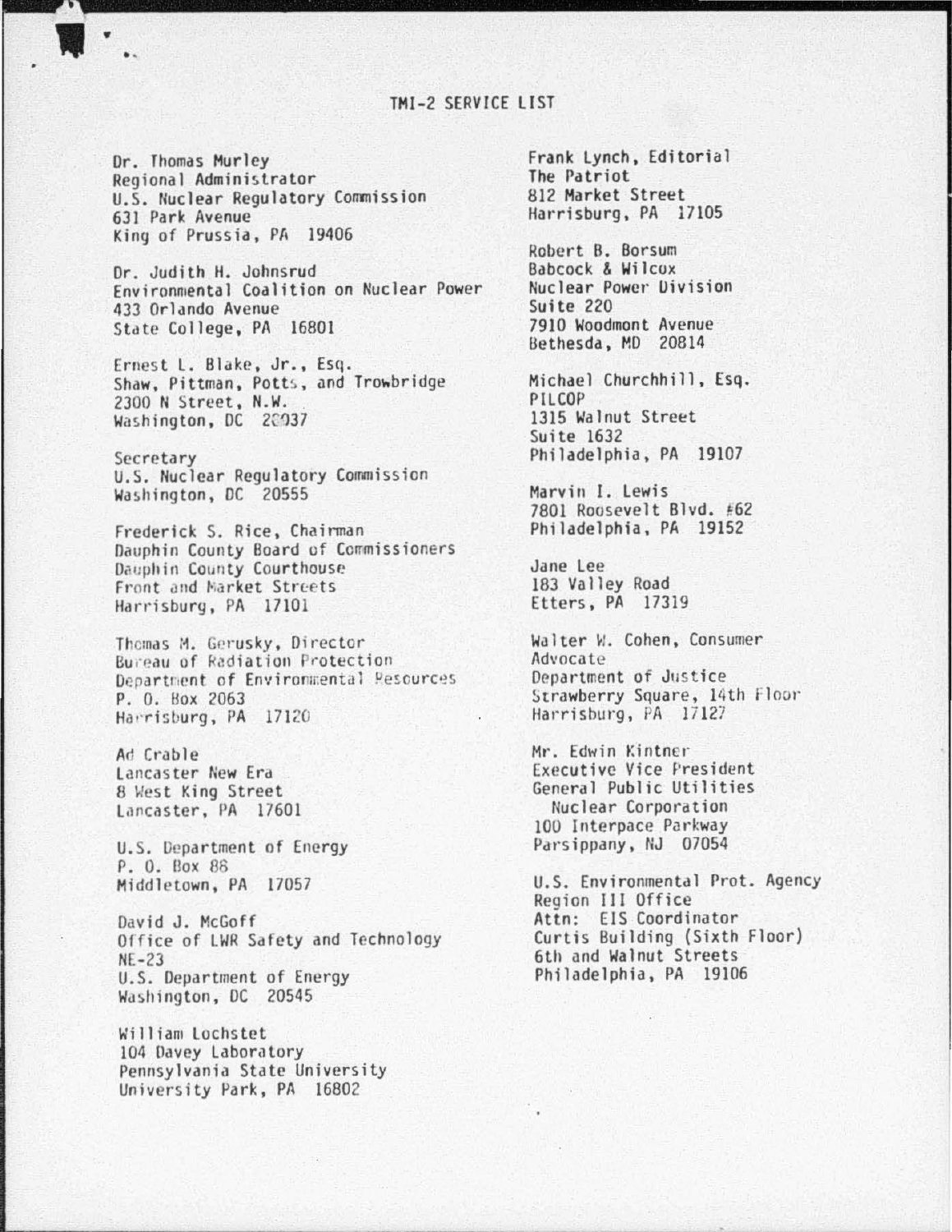# TMI-2 SERVICE LIST

Dr. Thomas Murley
Regional Administrator
U.S. Nuclear Regulatory Commission
631 Park Avenue
King of Prussia, PA 19406

Dr. Judith H. Johnsrud
Environmental Coalition on Nuclear Power
433 Orlando Avenue
State College, PA 16801

Ernest L. Blake, Jr., Esq.
Shaw, Pittman, Potts, and Trowbridge
2300 N Street, N.W.
Washington, DC 20037

Secretary
U.S. Nuclear Regulatory Commission
Washington, DC 20555

Frederick S. Rice, Chairman
Dauphin County Board of Commissioners
Dauphin County Courthouse
Front and Market Streets
Harrisburg, PA 17101

Thomas M. Gerusky, Director
Bureau of Radiation Protection
Department of Environmental Resources
P. O. Box 2063
Harrisburg, PA 17120

Ad Crable
Lancaster New Era
8 West King Street
Lancaster, PA 17601

U.S. Department of Energy
P. O. Box 88
Middletown, PA 17057

David J. McGoff
Office of LWR Safety and Technology
NE-23
U.S. Department of Energy
Washington, DC 20545

William Lochstet
104 Davey Laboratory
Pennsylvania State University
University Park, PA 16802

Frank Lynch, Editorial
The Patriot
812 Market Street
Harrisburg, PA 17105

Robert B. Borsum
Babcock & Wilcox
Nuclear Power Division
Suite 220
7910 Woodmont Avenue
Bethesda, MD 20814

Michael Churchhill, Esq.
PILCOP
1315 Walnut Street
Suite 1632
Philadelphia, PA 19107

Marvin I. Lewis
7801 Roosevelt Blvd. #62
Philadelphia, PA 19152

Jane Lee
183 Valley Road
Etters, PA 17319

Walter W. Cohen, Consumer Advocate
Department of Justice
Strawberry Square, 14th Floor
Harrisburg, PA 17127

Mr. Edwin Kintner
Executive Vice President
General Public Utilities
Nuclear Corporation
100 Interpace Parkway
Parsippany, NJ 07054

U.S. Environmental Prot. Agency
Region III Office
Attn: EIS Coordinator
Curtis Building (Sixth Floor)
6th and Walnut Streets
Philadelphia, PA 19106